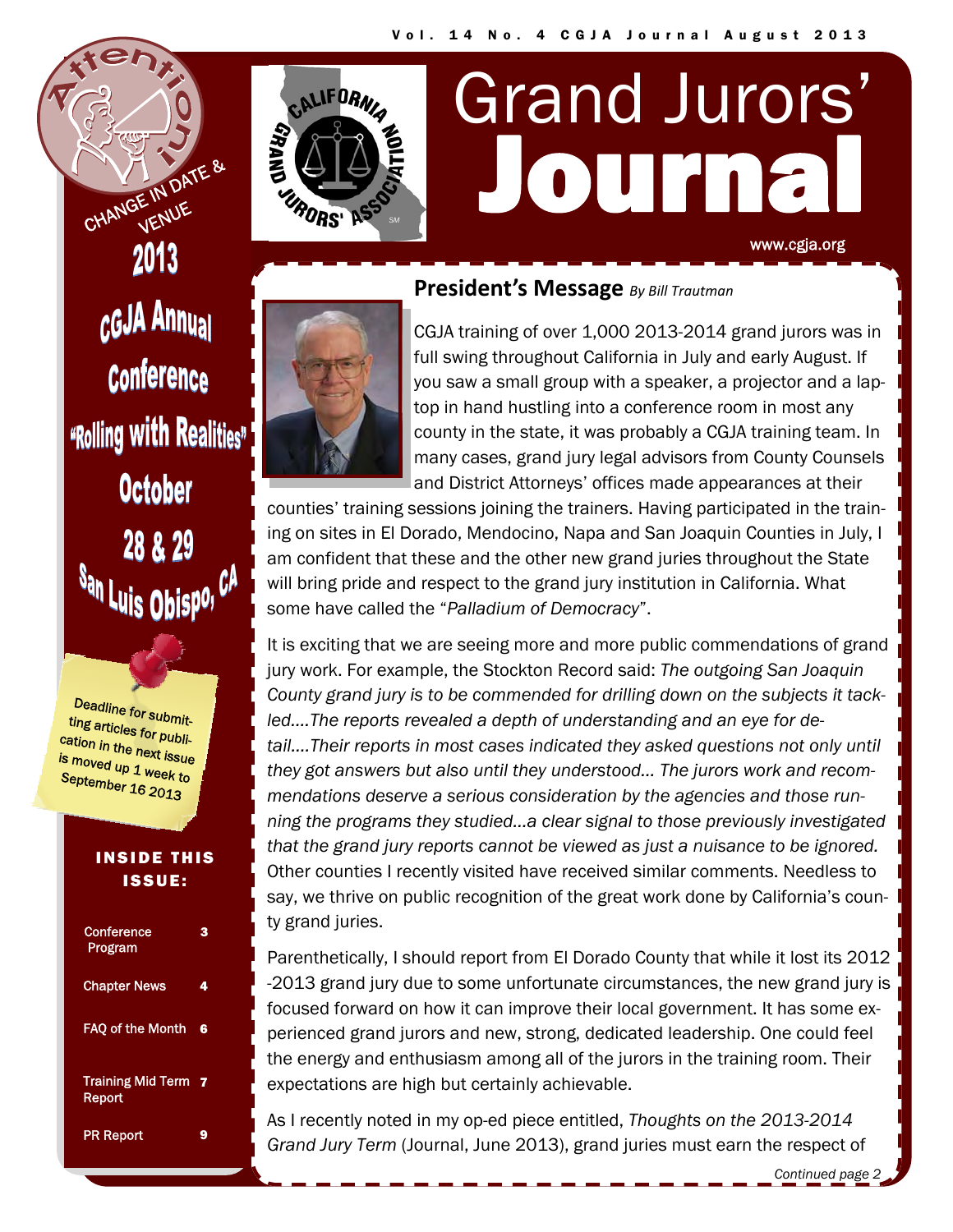# Grand Jurors' Journal

www.cgja.org

Attention

CHANGE IN DATE & VENUE

**2013 CGJA Annual Conference "Rolling with Realities" October 28 & 29 San Luis Obispo, CA**

Deadline for submitting articles for publication in the next issue is moved up 1 week to September 16 2013

**INSIDE THIS ISSUE:**

| | |
|---|---|
| Conference Program | 3 |
| Chapter News | 4 |
| FAQ of the Month | 6 |
| Training Mid Term Report | 7 |
| PR Report | 9 |

## President's Message *By Bill Trautman*

CGJA training of over 1,000 2013-2014 grand jurors was in full swing throughout California in July and early August. If you saw a small group with a speaker, a projector and a laptop in hand hustling into a conference room in most any county in the state, it was probably a CGJA training team. In many cases, grand jury legal advisors from County Counsels and District Attorneys' offices made appearances at their counties' training sessions joining the trainers. Having participated in the training on sites in El Dorado, Mendocino, Napa and San Joaquin Counties in July, I am confident that these and the other new grand juries throughout the State will bring pride and respect to the grand jury institution in California. What some have called the "*Palladium of Democracy*".

It is exciting that we are seeing more and more public commendations of grand jury work. For example, the Stockton Record said: *The outgoing San Joaquin County grand jury is to be commended for drilling down on the subjects it tackled….The reports revealed a depth of understanding and an eye for detail….Their reports in most cases indicated they asked questions not only until they got answers but also until they understood… The jurors work and recommendations deserve a serious consideration by the agencies and those running the programs they studied…a clear signal to those previously investigated that the grand jury reports cannot be viewed as just a nuisance to be ignored.* Other counties I recently visited have received similar comments. Needless to say, we thrive on public recognition of the great work done by California's county grand juries.

Parenthetically, I should report from El Dorado County that while it lost its 2012-2013 grand jury due to some unfortunate circumstances, the new grand jury is focused forward on how it can improve their local government. It has some experienced grand jurors and new, strong, dedicated leadership. One could feel the energy and enthusiasm among all of the jurors in the training room. Their expectations are high but certainly achievable.

As I recently noted in my op-ed piece entitled, *Thoughts on the 2013-2014 Grand Jury Term* (Journal, June 2013), grand juries must earn the respect of

*Continued page 2*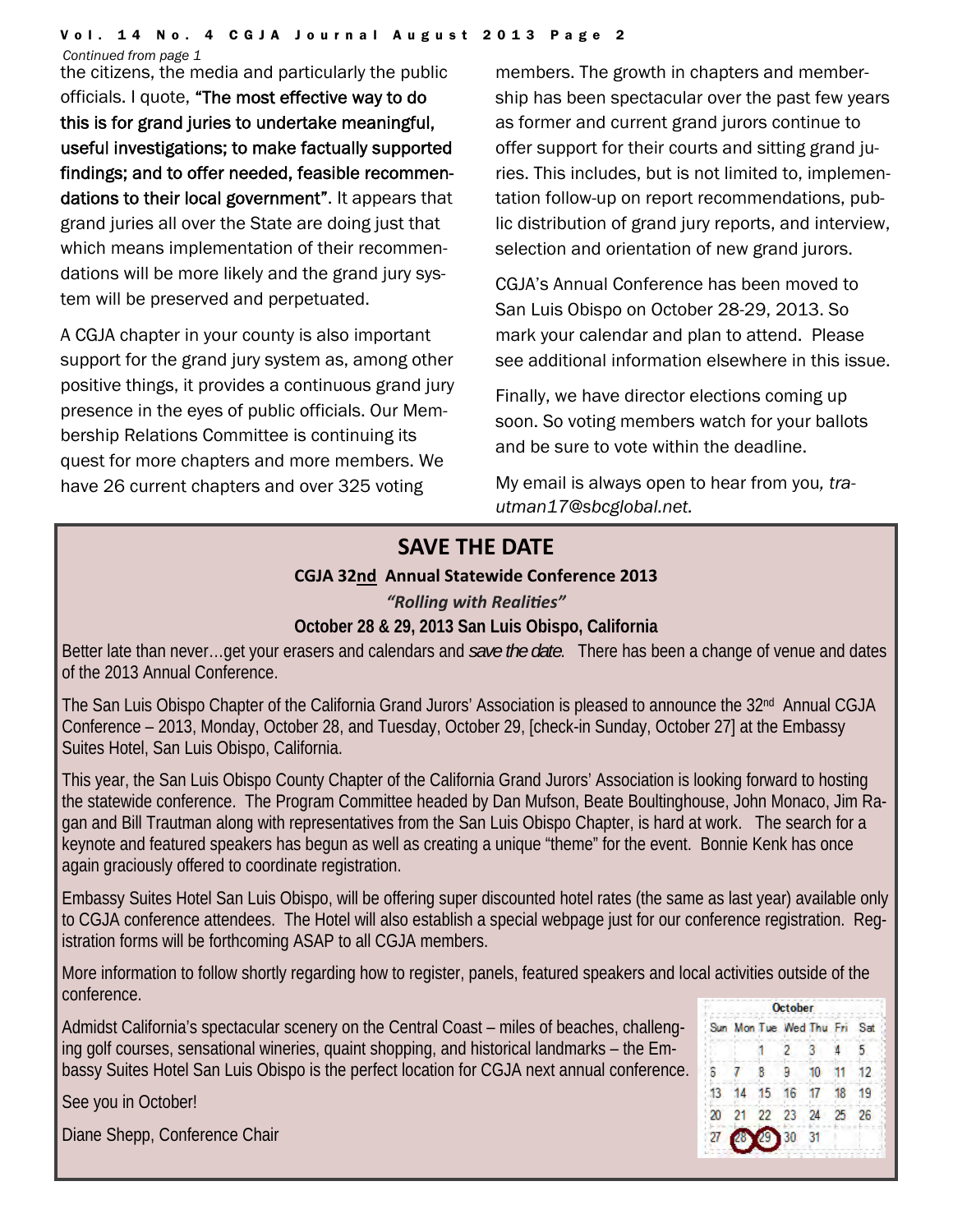*Continued from page 1*

the citizens, the media and particularly the public officials. I quote, **"The most effective way to do this is for grand juries to undertake meaningful, useful investigations; to make factually supported findings; and to offer needed, feasible recommendations to their local government"**. It appears that grand juries all over the State are doing just that which means implementation of their recommendations will be more likely and the grand jury system will be preserved and perpetuated.

A CGJA chapter in your county is also important support for the grand jury system as, among other positive things, it provides a continuous grand jury presence in the eyes of public officials. Our Membership Relations Committee is continuing its quest for more chapters and more members. We have 26 current chapters and over 325 voting members. The growth in chapters and membership has been spectacular over the past few years as former and current grand jurors continue to offer support for their courts and sitting grand juries. This includes, but is not limited to, implementation follow-up on report recommendations, public distribution of grand jury reports, and interview, selection and orientation of new grand jurors.

CGJA's Annual Conference has been moved to San Luis Obispo on October 28-29, 2013. So mark your calendar and plan to attend. Please see additional information elsewhere in this issue.

Finally, we have director elections coming up soon. So voting members watch for your ballots and be sure to vote within the deadline.

My email is always open to hear from you*, trautman17@sbcglobal.net.*

## SAVE THE DATE

**CGJA 32nd Annual Statewide Conference 2013**

***"Rolling with Realities"***

**October 28 & 29, 2013 San Luis Obispo, California**

Better late than never…get your erasers and calendars and *save the date*. There has been a change of venue and dates of the 2013 Annual Conference.

The San Luis Obispo Chapter of the California Grand Jurors' Association is pleased to announce the 32nd Annual CGJA Conference – 2013, Monday, October 28, and Tuesday, October 29, [check-in Sunday, October 27] at the Embassy Suites Hotel, San Luis Obispo, California.

This year, the San Luis Obispo County Chapter of the California Grand Jurors' Association is looking forward to hosting the statewide conference. The Program Committee headed by Dan Mufson, Beate Boultinghouse, John Monaco, Jim Ragan and Bill Trautman along with representatives from the San Luis Obispo Chapter, is hard at work. The search for a keynote and featured speakers has begun as well as creating a unique "theme" for the event. Bonnie Kenk has once again graciously offered to coordinate registration.

Embassy Suites Hotel San Luis Obispo, will be offering super discounted hotel rates (the same as last year) available only to CGJA conference attendees. The Hotel will also establish a special webpage just for our conference registration. Registration forms will be forthcoming ASAP to all CGJA members.

More information to follow shortly regarding how to register, panels, featured speakers and local activities outside of the conference.

Admidst California's spectacular scenery on the Central Coast – miles of beaches, challenging golf courses, sensational wineries, quaint shopping, and historical landmarks – the Embassy Suites Hotel San Luis Obispo is the perfect location for CGJA next annual conference.

See you in October!

Diane Shepp, Conference Chair

| October | | | | | | |
|---|---|---|---|---|---|---|
| Sun | Mon | Tue | Wed | Thu | Fri | Sat |
| | | 1 | 2 | 3 | 4 | 5 |
| 6 | 7 | 8 | 9 | 10 | 11 | 12 |
| 13 | 14 | 15 | 16 | 17 | 18 | 19 |
| 20 | 21 | 22 | 23 | 24 | 25 | 26 |
| 27 | 28 | 29 | 30 | 31 | | |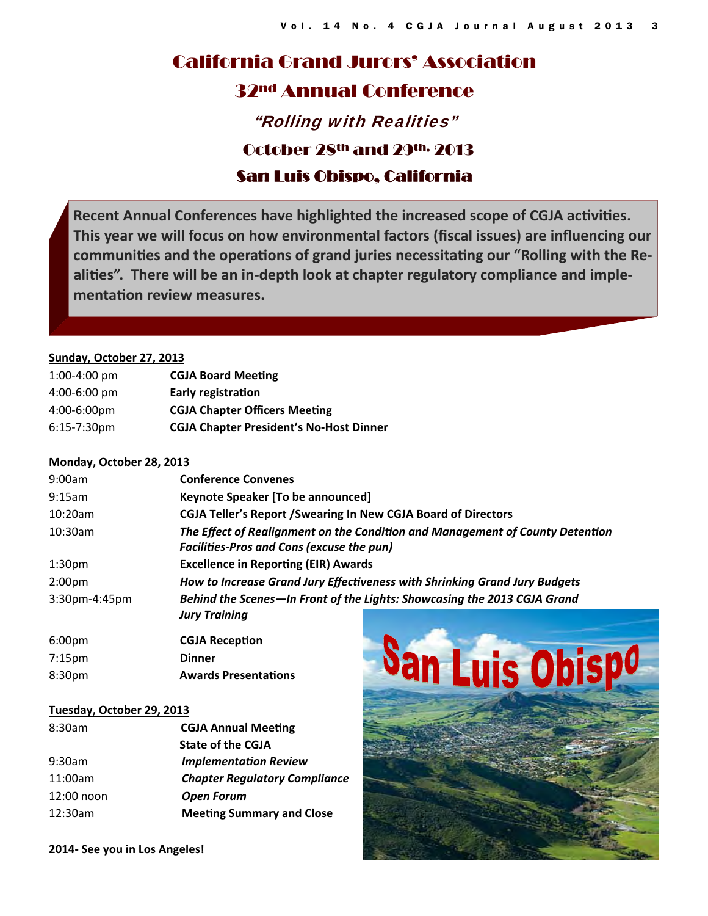# California Grand Jurors' Association

## 32nd Annual Conference

### *"Rolling with Realities"*

### October 28th and 29th, 2013

### San Luis Obispo, California

**Recent Annual Conferences have highlighted the increased scope of CGJA activities. This year we will focus on how environmental factors (fiscal issues) are influencing our communities and the operations of grand juries necessitating our "Rolling with the Realities". There will be an in-depth look at chapter regulatory compliance and implementation review measures.**

**Sunday, October 27, 2013**

| | |
|---|---|
| 1:00-4:00 pm | **CGJA Board Meeting** |
| 4:00-6:00 pm | **Early registration** |
| 4:00-6:00pm | **CGJA Chapter Officers Meeting** |
| 6:15-7:30pm | **CGJA Chapter President's No-Host Dinner** |

**Monday, October 28, 2013**

| | |
|---|---|
| 9:00am | **Conference Convenes** |
| 9:15am | **Keynote Speaker [To be announced]** |
| 10:20am | **CGJA Teller's Report /Swearing In New CGJA Board of Directors** |
| 10:30am | ***The Effect of Realignment on the Condition and Management of County Detention Facilities-Pros and Cons (excuse the pun)*** |
| 1:30pm | **Excellence in Reporting (EIR) Awards** |
| 2:00pm | ***How to Increase Grand Jury Effectiveness with Shrinking Grand Jury Budgets*** |
| 3:30pm-4:45pm | ***Behind the Scenes—In Front of the Lights: Showcasing the 2013 CGJA Grand Jury Training*** |
| 6:00pm | **CGJA Reception** |
| 7:15pm | **Dinner** |
| 8:30pm | **Awards Presentations** |

**Tuesday, October 29, 2013**

| | |
|---|---|
| 8:30am | **CGJA Annual Meeting** |
| | **State of the CGJA** |
| 9:30am | ***Implementation Review*** |
| 11:00am | ***Chapter Regulatory Compliance*** |
| 12:00 noon | ***Open Forum*** |
| 12:30am | **Meeting Summary and Close** |

**2014- See you in Los Angeles!**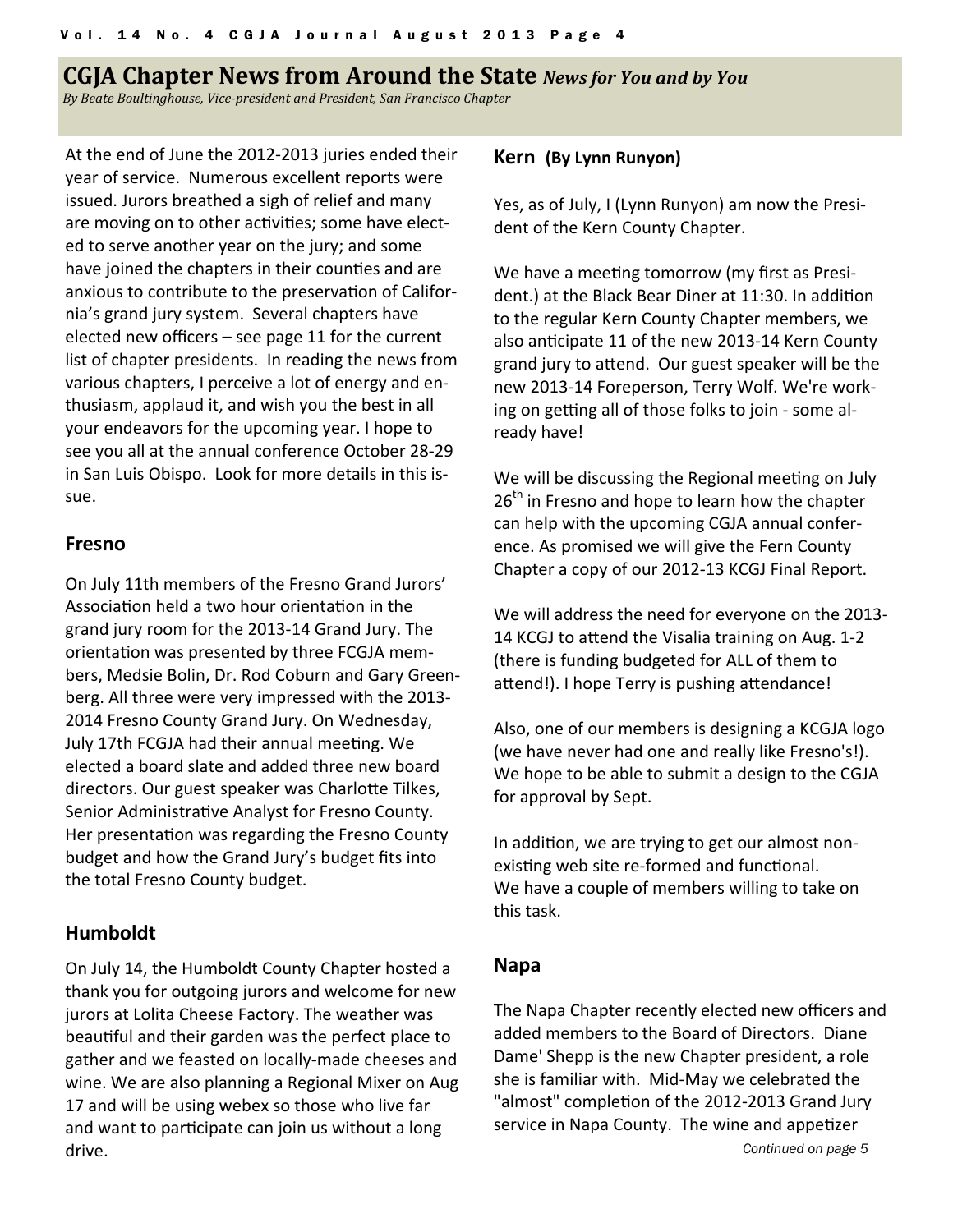## CGJA Chapter News from Around the State *News for You and by You*

*By Beate Boultinghouse, Vice-president and President, San Francisco Chapter*

At the end of June the 2012-2013 juries ended their year of service. Numerous excellent reports were issued. Jurors breathed a sigh of relief and many are moving on to other activities; some have elected to serve another year on the jury; and some have joined the chapters in their counties and are anxious to contribute to the preservation of California's grand jury system. Several chapters have elected new officers – see page 11 for the current list of chapter presidents. In reading the news from various chapters, I perceive a lot of energy and enthusiasm, applaud it, and wish you the best in all your endeavors for the upcoming year. I hope to see you all at the annual conference October 28-29 in San Luis Obispo. Look for more details in this issue.

### Fresno

On July 11th members of the Fresno Grand Jurors' Association held a two hour orientation in the grand jury room for the 2013-14 Grand Jury. The orientation was presented by three FCGJA members, Medsie Bolin, Dr. Rod Coburn and Gary Greenberg. All three were very impressed with the 2013-2014 Fresno County Grand Jury. On Wednesday, July 17th FCGJA had their annual meeting. We elected a board slate and added three new board directors. Our guest speaker was Charlotte Tilkes, Senior Administrative Analyst for Fresno County. Her presentation was regarding the Fresno County budget and how the Grand Jury's budget fits into the total Fresno County budget.

### Humboldt

On July 14, the Humboldt County Chapter hosted a thank you for outgoing jurors and welcome for new jurors at Lolita Cheese Factory. The weather was beautiful and their garden was the perfect place to gather and we feasted on locally-made cheeses and wine. We are also planning a Regional Mixer on Aug 17 and will be using webex so those who live far and want to participate can join us without a long drive.

### Kern (By Lynn Runyon)

Yes, as of July, I (Lynn Runyon) am now the President of the Kern County Chapter.

We have a meeting tomorrow (my first as President.) at the Black Bear Diner at 11:30. In addition to the regular Kern County Chapter members, we also anticipate 11 of the new 2013-14 Kern County grand jury to attend. Our guest speaker will be the new 2013-14 Foreperson, Terry Wolf. We're working on getting all of those folks to join - some already have!

We will be discussing the Regional meeting on July 26th in Fresno and hope to learn how the chapter can help with the upcoming CGJA annual conference. As promised we will give the Fern County Chapter a copy of our 2012-13 KCGJ Final Report.

We will address the need for everyone on the 2013-14 KCGJ to attend the Visalia training on Aug. 1-2 (there is funding budgeted for ALL of them to attend!). I hope Terry is pushing attendance!

Also, one of our members is designing a KCGJA logo (we have never had one and really like Fresno's!). We hope to be able to submit a design to the CGJA for approval by Sept.

In addition, we are trying to get our almost non-existing web site re-formed and functional. We have a couple of members willing to take on this task.

### Napa

The Napa Chapter recently elected new officers and added members to the Board of Directors. Diane Dame' Shepp is the new Chapter president, a role she is familiar with. Mid-May we celebrated the "almost" completion of the 2012-2013 Grand Jury service in Napa County. The wine and appetizer

*Continued on page 5*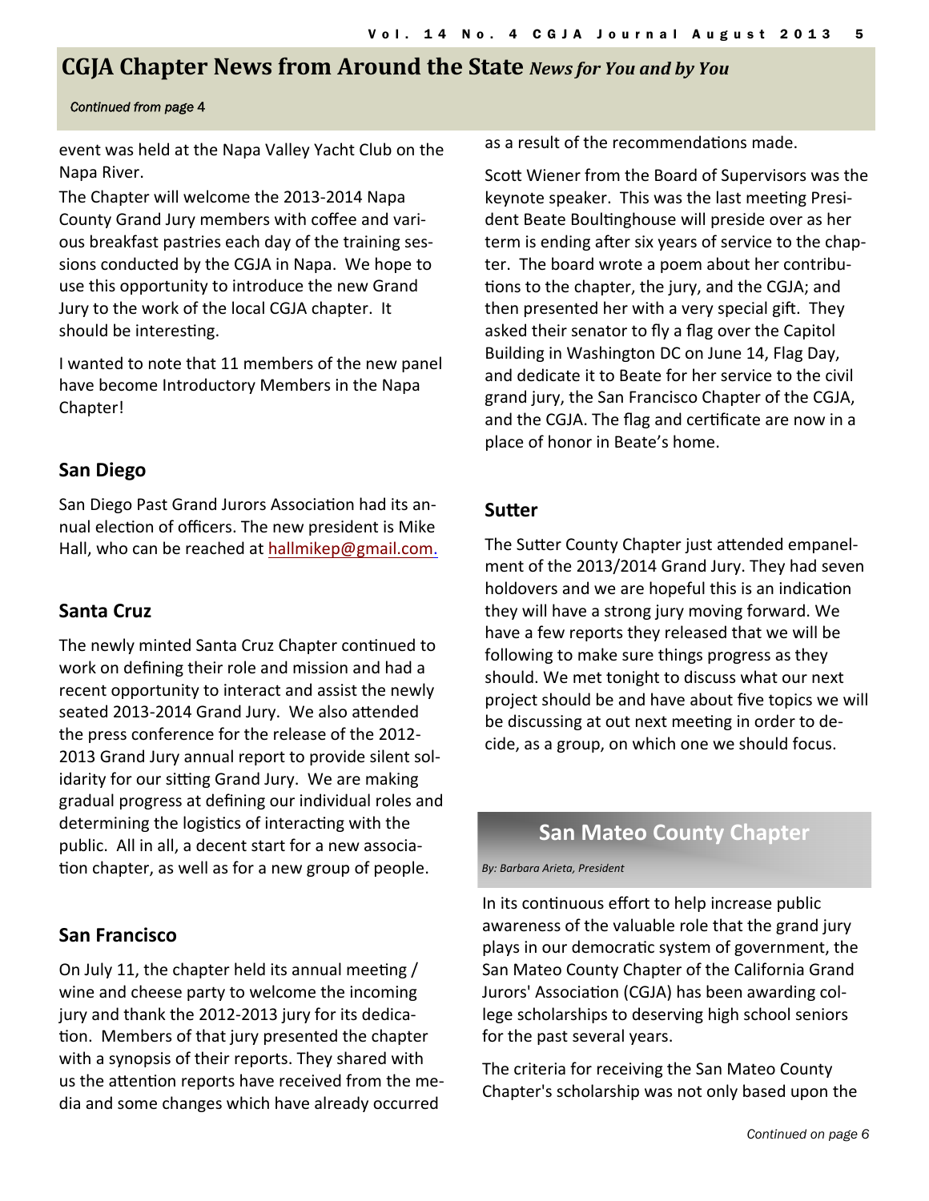## CGJA Chapter News from Around the State *News for You and by You*

*Continued from page 4*

event was held at the Napa Valley Yacht Club on the Napa River.

The Chapter will welcome the 2013-2014 Napa County Grand Jury members with coffee and various breakfast pastries each day of the training sessions conducted by the CGJA in Napa. We hope to use this opportunity to introduce the new Grand Jury to the work of the local CGJA chapter. It should be interesting.

I wanted to note that 11 members of the new panel have become Introductory Members in the Napa Chapter!

### San Diego

San Diego Past Grand Jurors Association had its annual election of officers. The new president is Mike Hall, who can be reached at hallmikep@gmail.com.

### Santa Cruz

The newly minted Santa Cruz Chapter continued to work on defining their role and mission and had a recent opportunity to interact and assist the newly seated 2013-2014 Grand Jury. We also attended the press conference for the release of the 2012-2013 Grand Jury annual report to provide silent solidarity for our sitting Grand Jury. We are making gradual progress at defining our individual roles and determining the logistics of interacting with the public. All in all, a decent start for a new association chapter, as well as for a new group of people.

### San Francisco

On July 11, the chapter held its annual meeting / wine and cheese party to welcome the incoming jury and thank the 2012-2013 jury for its dedication. Members of that jury presented the chapter with a synopsis of their reports. They shared with us the attention reports have received from the media and some changes which have already occurred as a result of the recommendations made.

Scott Wiener from the Board of Supervisors was the keynote speaker. This was the last meeting President Beate Boultinghouse will preside over as her term is ending after six years of service to the chapter. The board wrote a poem about her contributions to the chapter, the jury, and the CGJA; and then presented her with a very special gift. They asked their senator to fly a flag over the Capitol Building in Washington DC on June 14, Flag Day, and dedicate it to Beate for her service to the civil grand jury, the San Francisco Chapter of the CGJA, and the CGJA. The flag and certificate are now in a place of honor in Beate's home.

### Sutter

The Sutter County Chapter just attended empanelment of the 2013/2014 Grand Jury. They had seven holdovers and we are hopeful this is an indication they will have a strong jury moving forward. We have a few reports they released that we will be following to make sure things progress as they should. We met tonight to discuss what our next project should be and have about five topics we will be discussing at out next meeting in order to decide, as a group, on which one we should focus.

## San Mateo County Chapter

*By: Barbara Arieta, President*

In its continuous effort to help increase public awareness of the valuable role that the grand jury plays in our democratic system of government, the San Mateo County Chapter of the California Grand Jurors' Association (CGJA) has been awarding college scholarships to deserving high school seniors for the past several years.

The criteria for receiving the San Mateo County Chapter's scholarship was not only based upon the

*Continued on page 6*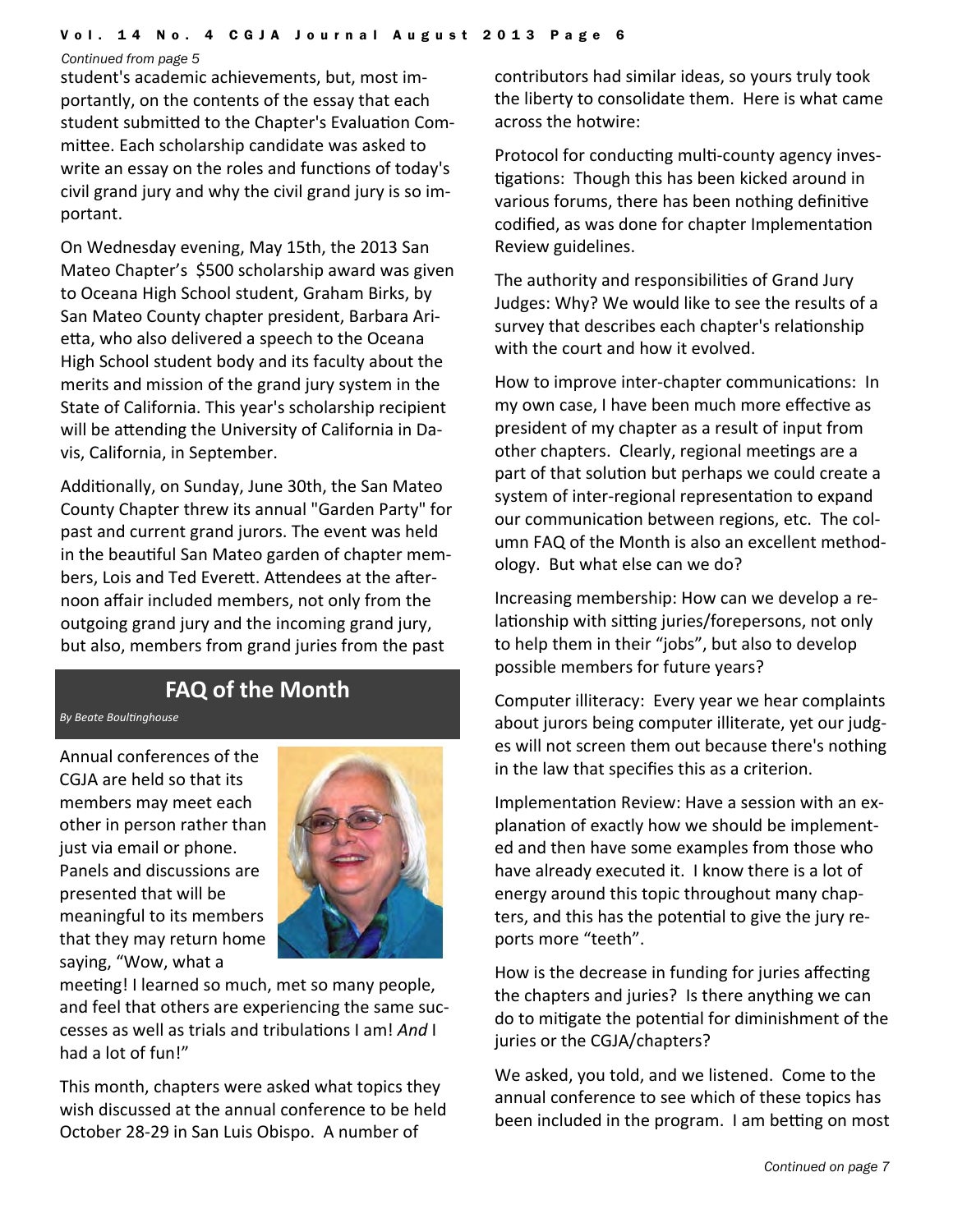*Continued from page 5*

student's academic achievements, but, most importantly, on the contents of the essay that each student submitted to the Chapter's Evaluation Committee. Each scholarship candidate was asked to write an essay on the roles and functions of today's civil grand jury and why the civil grand jury is so important.

On Wednesday evening, May 15th, the 2013 San Mateo Chapter's $500 scholarship award was given to Oceana High School student, Graham Birks, by San Mateo County chapter president, Barbara Arietta, who also delivered a speech to the Oceana High School student body and its faculty about the merits and mission of the grand jury system in the State of California. This year's scholarship recipient will be attending the University of California in Davis, California, in September.

Additionally, on Sunday, June 30th, the San Mateo County Chapter threw its annual "Garden Party" for past and current grand jurors. The event was held in the beautiful San Mateo garden of chapter members, Lois and Ted Everett. Attendees at the afternoon affair included members, not only from the outgoing grand jury and the incoming grand jury, but also, members from grand juries from the past

## FAQ of the Month

*By Beate Boultinghouse*

Annual conferences of the CGJA are held so that its members may meet each other in person rather than just via email or phone. Panels and discussions are presented that will be meaningful to its members that they may return home saying, "Wow, what a meeting! I learned so much, met so many people, and feel that others are experiencing the same successes as well as trials and tribulations I am! *And* I had a lot of fun!"

This month, chapters were asked what topics they wish discussed at the annual conference to be held October 28-29 in San Luis Obispo. A number of contributors had similar ideas, so yours truly took the liberty to consolidate them. Here is what came across the hotwire:

Protocol for conducting multi-county agency investigations: Though this has been kicked around in various forums, there has been nothing definitive codified, as was done for chapter Implementation Review guidelines.

The authority and responsibilities of Grand Jury Judges: Why? We would like to see the results of a survey that describes each chapter's relationship with the court and how it evolved.

How to improve inter-chapter communications: In my own case, I have been much more effective as president of my chapter as a result of input from other chapters. Clearly, regional meetings are a part of that solution but perhaps we could create a system of inter-regional representation to expand our communication between regions, etc. The column FAQ of the Month is also an excellent methodology. But what else can we do?

Increasing membership: How can we develop a relationship with sitting juries/forepersons, not only to help them in their "jobs", but also to develop possible members for future years?

Computer illiteracy: Every year we hear complaints about jurors being computer illiterate, yet our judges will not screen them out because there's nothing in the law that specifies this as a criterion.

Implementation Review: Have a session with an explanation of exactly how we should be implemented and then have some examples from those who have already executed it. I know there is a lot of energy around this topic throughout many chapters, and this has the potential to give the jury reports more "teeth".

How is the decrease in funding for juries affecting the chapters and juries? Is there anything we can do to mitigate the potential for diminishment of the juries or the CGJA/chapters?

We asked, you told, and we listened. Come to the annual conference to see which of these topics has been included in the program. I am betting on most

*Continued on page 7*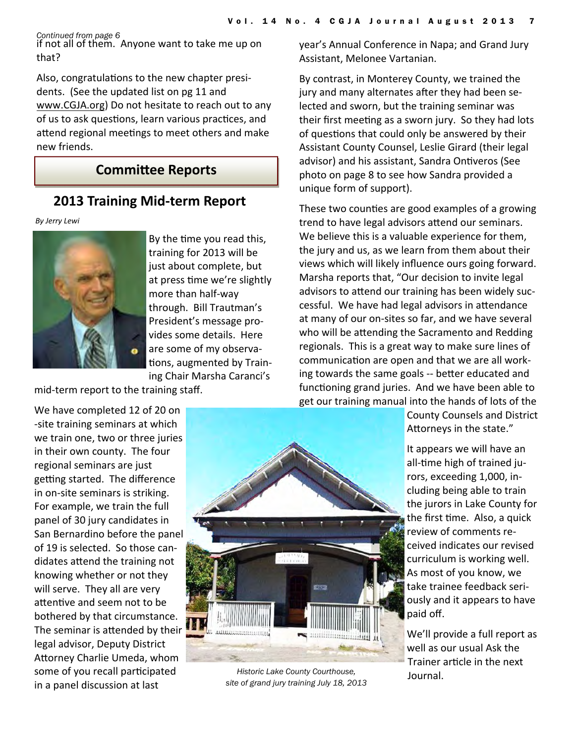*Continued from page 6*

if not all of them. Anyone want to take me up on that?

Also, congratulations to the new chapter presidents. (See the updated list on pg 11 and www.CGJA.org) Do not hesitate to reach out to any of us to ask questions, learn various practices, and attend regional meetings to meet others and make new friends.

# Committee Reports

## 2013 Training Mid-term Report

*By Jerry Lewi*

By the time you read this, training for 2013 will be just about complete, but at press time we're slightly more than half-way through. Bill Trautman's President's message provides some details. Here are some of my observations, augmented by Training Chair Marsha Caranci's mid-term report to the training staff.

We have completed 12 of 20 on-site training seminars at which we train one, two or three juries in their own county. The four regional seminars are just getting started. The difference in on-site seminars is striking. For example, we train the full panel of 30 jury candidates in San Bernardino before the panel of 19 is selected. So those candidates attend the training not knowing whether or not they will serve. They all are very attentive and seem not to be bothered by that circumstance. The seminar is attended by their legal advisor, Deputy District Attorney Charlie Umeda, whom some of you recall participated in a panel discussion at last year's Annual Conference in Napa; and Grand Jury Assistant, Melonee Vartanian.

By contrast, in Monterey County, we trained the jury and many alternates after they had been selected and sworn, but the training seminar was their first meeting as a sworn jury. So they had lots of questions that could only be answered by their Assistant County Counsel, Leslie Girard (their legal advisor) and his assistant, Sandra Ontiveros (See photo on page 8 to see how Sandra provided a unique form of support).

These two counties are good examples of a growing trend to have legal advisors attend our seminars. We believe this is a valuable experience for them, the jury and us, as we learn from them about their views which will likely influence ours going forward. Marsha reports that, "Our decision to invite legal advisors to attend our training has been widely successful. We have had legal advisors in attendance at many of our on-sites so far, and we have several who will be attending the Sacramento and Redding regionals. This is a great way to make sure lines of communication are open and that we are all working towards the same goals -- better educated and functioning grand juries. And we have been able to get our training manual into the hands of lots of the County Counsels and District Attorneys in the state."

*Historic Lake County Courthouse, site of grand jury training July 18, 2013*

It appears we will have an all-time high of trained jurors, exceeding 1,000, including being able to train the jurors in Lake County for the first time. Also, a quick review of comments received indicates our revised curriculum is working well. As most of you know, we take trainee feedback seriously and it appears to have paid off.

We'll provide a full report as well as our usual Ask the Trainer article in the next Journal.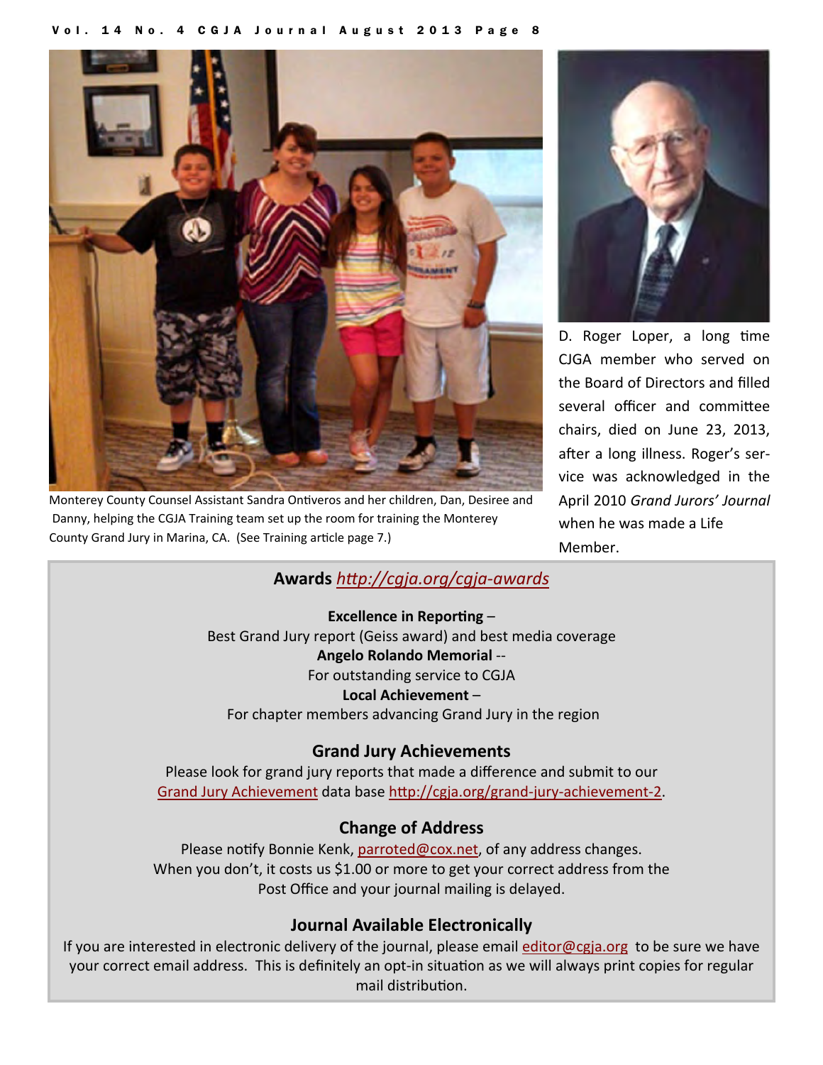Monterey County Counsel Assistant Sandra Ontiveros and her children, Dan, Desiree and Danny, helping the CGJA Training team set up the room for training the Monterey County Grand Jury in Marina, CA. (See Training article page 7.)

D. Roger Loper, a long time CJGA member who served on the Board of Directors and filled several officer and committee chairs, died on June 23, 2013, after a long illness. Roger's service was acknowledged in the April 2010 *Grand Jurors' Journal* when he was made a Life Member.

### Awards http://cgja.org/cgja-awards

**Excellence in Reporting** –
Best Grand Jury report (Geiss award) and best media coverage
**Angelo Rolando Memorial** --
For outstanding service to CGJA
**Local Achievement** –
For chapter members advancing Grand Jury in the region

### Grand Jury Achievements

Please look for grand jury reports that made a difference and submit to our Grand Jury Achievement data base http://cgja.org/grand-jury-achievement-2.

### Change of Address

Please notify Bonnie Kenk, parroted@cox.net, of any address changes. When you don't, it costs us $1.00 or more to get your correct address from the Post Office and your journal mailing is delayed.

### Journal Available Electronically

If you are interested in electronic delivery of the journal, please email editor@cgja.org to be sure we have your correct email address. This is definitely an opt-in situation as we will always print copies for regular mail distribution.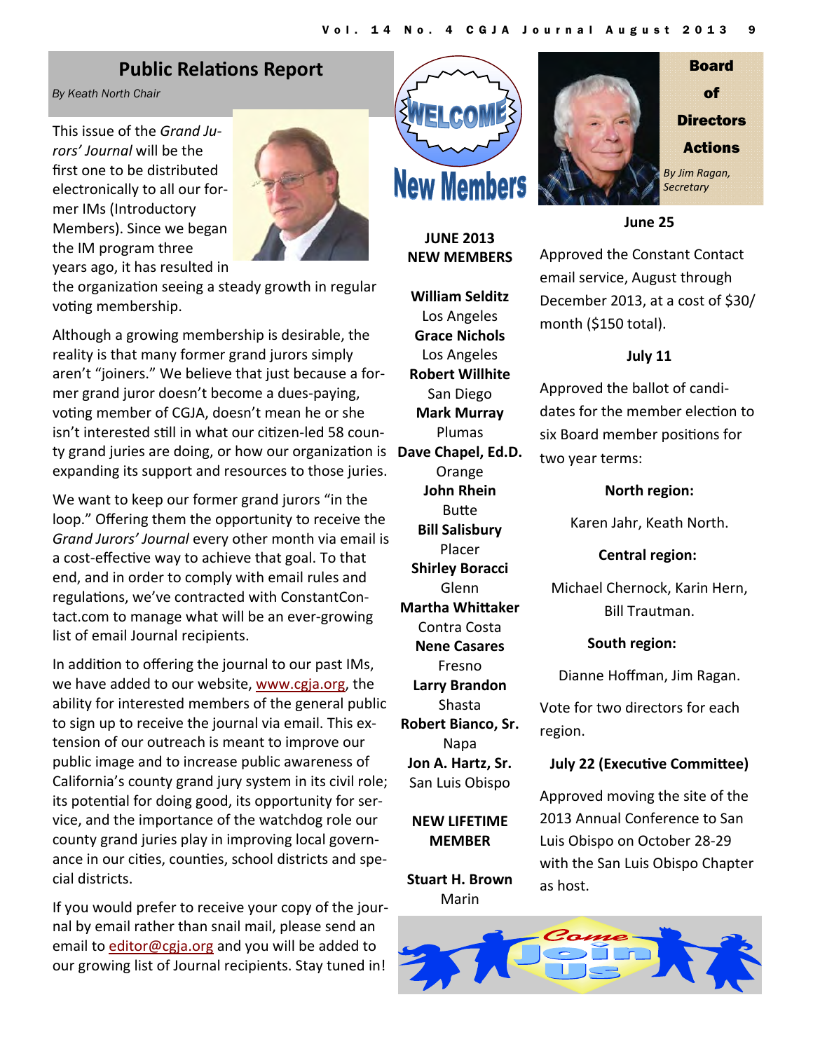## Public Relations Report

*By Keath North Chair*

This issue of the *Grand Jurors' Journal* will be the first one to be distributed electronically to all our former IMs (Introductory Members). Since we began the IM program three years ago, it has resulted in the organization seeing a steady growth in regular voting membership.

Although a growing membership is desirable, the reality is that many former grand jurors simply aren't "joiners." We believe that just because a former grand juror doesn't become a dues-paying, voting member of CGJA, doesn't mean he or she isn't interested still in what our citizen-led 58 county grand juries are doing, or how our organization is expanding its support and resources to those juries.

We want to keep our former grand jurors "in the loop." Offering them the opportunity to receive the *Grand Jurors' Journal* every other month via email is a cost-effective way to achieve that goal. To that end, and in order to comply with email rules and regulations, we've contracted with ConstantContact.com to manage what will be an ever-growing list of email Journal recipients.

In addition to offering the journal to our past IMs, we have added to our website, www.cgja.org, the ability for interested members of the general public to sign up to receive the journal via email. This extension of our outreach is meant to improve our public image and to increase public awareness of California's county grand jury system in its civil role; its potential for doing good, its opportunity for service, and the importance of the watchdog role our county grand juries play in improving local governance in our cities, counties, school districts and special districts.

If you would prefer to receive your copy of the journal by email rather than snail mail, please send an email to editor@cgja.org and you will be added to our growing list of Journal recipients. Stay tuned in!

## WELCOME New Members

**JUNE 2013 NEW MEMBERS**

**William Selditz**
Los Angeles
**Grace Nichols**
Los Angeles
**Robert Willhite**
San Diego
**Mark Murray**
Plumas
**Dave Chapel, Ed.D.**
Orange
**John Rhein**
Butte
**Bill Salisbury**
Placer
**Shirley Boracci**
Glenn
**Martha Whittaker**
Contra Costa
**Nene Casares**
Fresno
**Larry Brandon**
Shasta
**Robert Bianco, Sr.**
Napa
**Jon A. Hartz, Sr.**
San Luis Obispo

**NEW LIFETIME MEMBER**

**Stuart H. Brown**
Marin

## Board of Directors Actions

*By Jim Ragan, Secretary*

**June 25**

Approved the Constant Contact email service, August through December 2013, at a cost of $30/month ($150 total).

**July 11**

Approved the ballot of candidates for the member election to six Board member positions for two year terms:

**North region:**

Karen Jahr, Keath North.

**Central region:**

Michael Chernock, Karin Hern, Bill Trautman.

**South region:**

Dianne Hoffman, Jim Ragan.

Vote for two directors for each region.

**July 22 (Executive Committee)**

Approved moving the site of the 2013 Annual Conference to San Luis Obispo on October 28-29 with the San Luis Obispo Chapter as host.

Come Join Us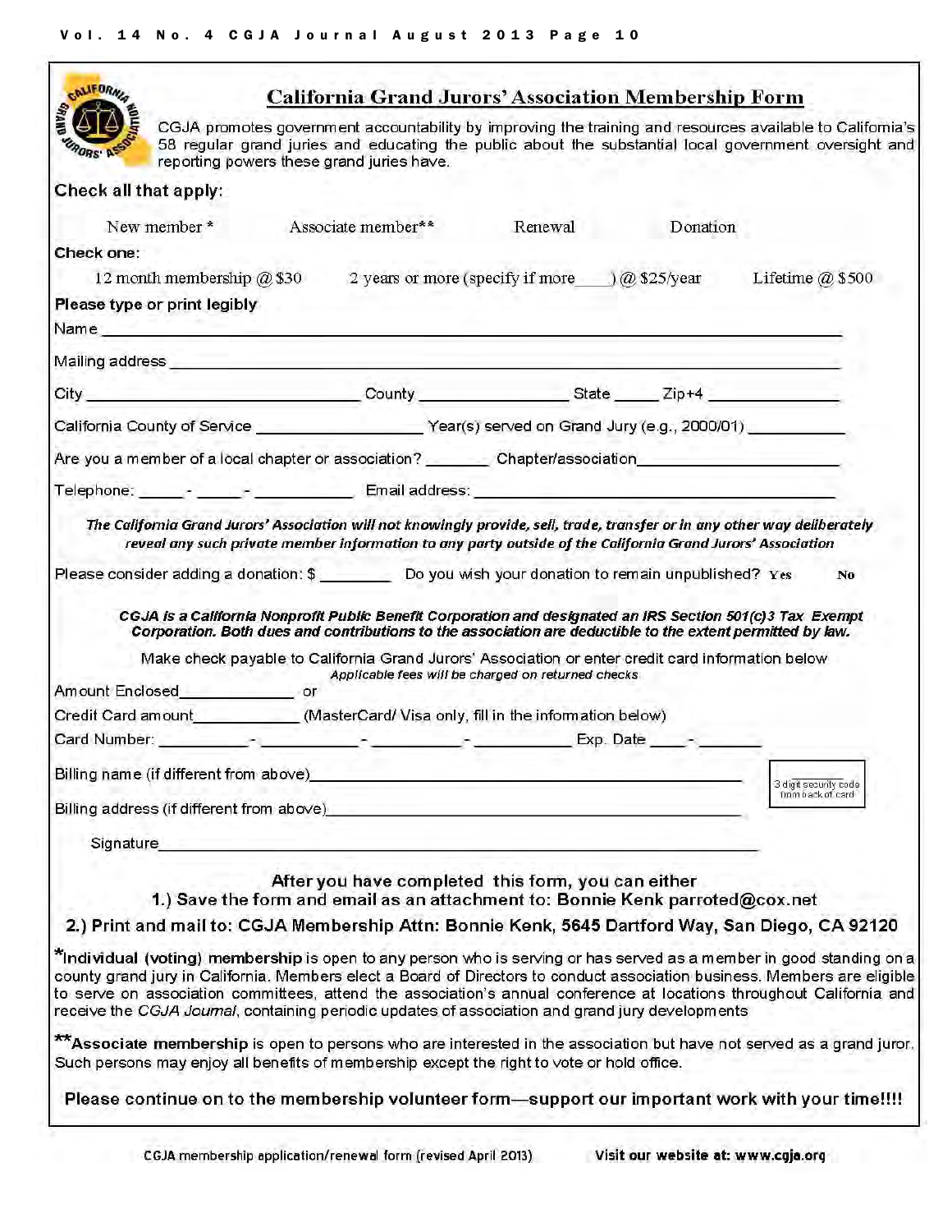# California Grand Jurors' Association Membership Form

CGJA promotes government accountability by improving the training and resources available to California's 58 regular grand juries and educating the public about the substantial local government oversight and reporting powers these grand juries have.

**Check all that apply:**

New member * Associate member** Renewal Donation

**Check one:**

12 month membership @ $30 2 years or more (specify if more ____) @ $25/year Lifetime @ $500

**Please type or print legibly**

Name ______________________________________________________________

Mailing address ______________________________________________________

City ______________________ County ______________ State _____ Zip+4 ____________

California County of Service ______________ Year(s) served on Grand Jury (e.g., 2000/01) __________

Are you a member of a local chapter or association? _______ Chapter/association____________________

Telephone: _____-_____-__________ Email address: ______________________________

***The California Grand Jurors' Association will not knowingly provide, sell, trade, transfer or in any other way deliberately reveal any such private member information to any party outside of the California Grand Jurors' Association***

Please consider adding a donation: $ ________ Do you wish your donation to remain unpublished? Yes No

***CGJA is a California Nonprofit Public Benefit Corporation and designated an IRS Section 501(c)3 Tax Exempt Corporation. Both dues and contributions to the association are deductible to the extent permitted by law.***

Make check payable to California Grand Jurors' Association or enter credit card information below

*Applicable fees will be charged on returned checks*

Amount Enclosed____________ or

Credit Card amount___________ (MasterCard/ Visa only, fill in the information below)

Card Number: _________-__________-__________-__________ Exp. Date ____-_______

Billing name (if different from above)________________________________________

3 digit security code from back of card

Billing address (if different from above)______________________________________

Signature______________________________________________________________

**After you have completed this form, you can either**

**1.) Save the form and email as an attachment to: Bonnie Kenk parroted@cox.net**

**2.) Print and mail to: CGJA Membership Attn: Bonnie Kenk, 5645 Dartford Way, San Diego, CA 92120**

***Individual (voting) membership** is open to any person who is serving or has served as a member in good standing on a county grand jury in California. Members elect a Board of Directors to conduct association business. Members are eligible to serve on association committees, attend the association's annual conference at locations throughout California and receive the *CGJA Journal*, containing periodic updates of association and grand jury developments

****Associate membership** is open to persons who are interested in the association but have not served as a grand juror. Such persons may enjoy all benefits of membership except the right to vote or hold office.

**Please continue on to the membership volunteer form—support our important work with your time!!!!**

CGJA membership application/renewal form (revised April 2013) **Visit our website at: www.cgja.org**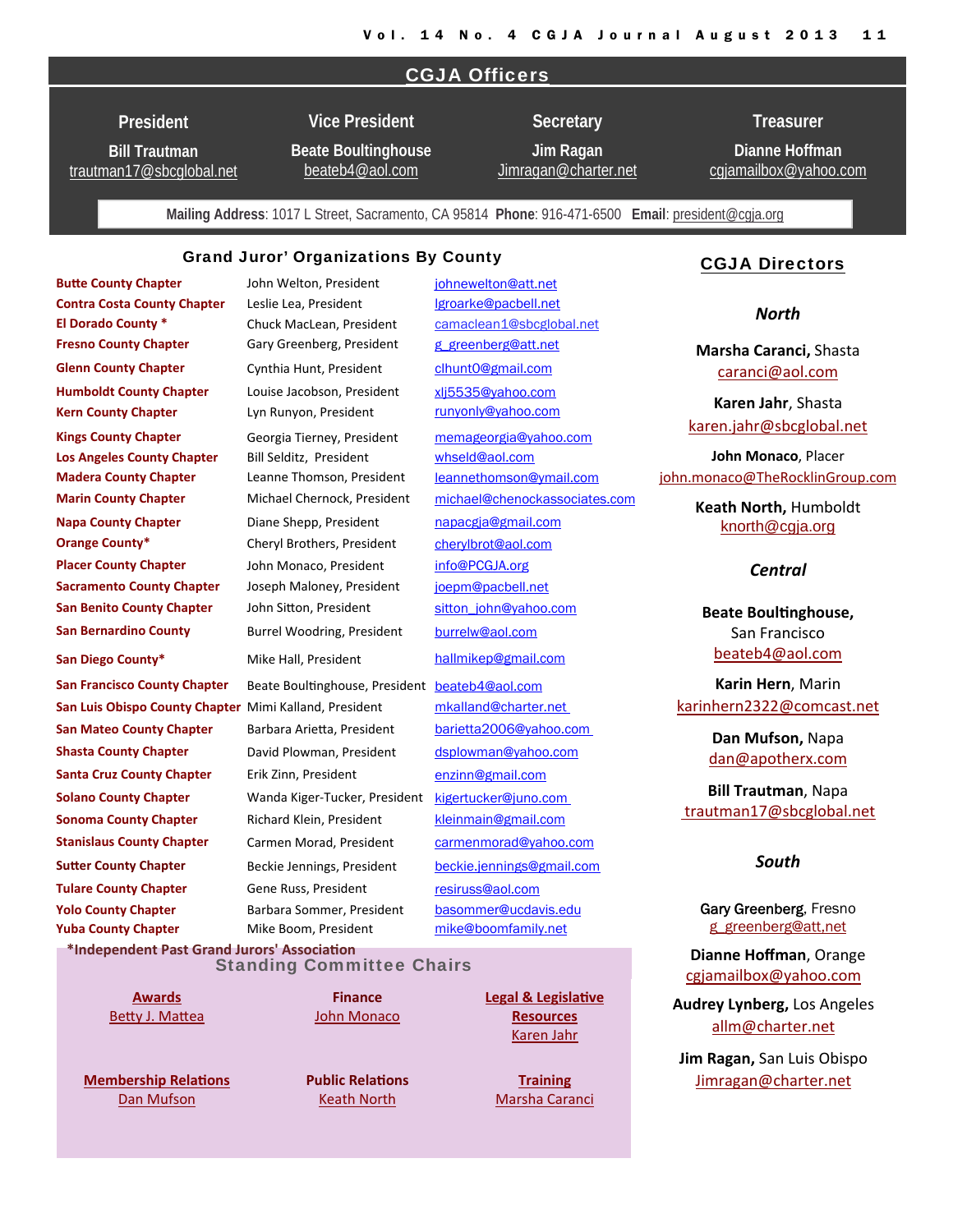## CGJA Officers

| President | Vice President | Secretary | Treasurer |
|---|---|---|---|
| Bill Trautman | Beate Boultinghouse | Jim Ragan | Dianne Hoffman |
| trautman17@sbcglobal.net | beateb4@aol.com | Jimragan@charter.net | cgjamailbox@yahoo.com |

**Mailing Address**: 1017 L Street, Sacramento, CA 95814 **Phone**: 916-471-6500 **Email**: president@cgja.org

## Grand Juror' Organizations By County

| County | President | Email |
|---|---|---|
| Butte County Chapter | John Welton, President | johnewelton@att.net |
| Contra Costa County Chapter | Leslie Lea, President | lgroarke@pacbell.net |
| El Dorado County * | Chuck MacLean, President | camaclean1@sbcglobal.net |
| Fresno County Chapter | Gary Greenberg, President | g_greenberg@att.net |
| Glenn County Chapter | Cynthia Hunt, President | clhunt0@gmail.com |
| Humboldt County Chapter | Louise Jacobson, President | xlj5535@yahoo.com |
| Kern County Chapter | Lyn Runyon, President | runyonly@yahoo.com |
| Kings County Chapter | Georgia Tierney, President | memageorgia@yahoo.com |
| Los Angeles County Chapter | Bill Selditz, President | whseld@aol.com |
| Madera County Chapter | Leanne Thomson, President | leannethomson@ymail.com |
| Marin County Chapter | Michael Chernock, President | michael@chenockassociates.com |
| Napa County Chapter | Diane Shepp, President | napacgja@gmail.com |
| Orange County* | Cheryl Brothers, President | cherylbrot@aol.com |
| Placer County Chapter | John Monaco, President | info@PCGJA.org |
| Sacramento County Chapter | Joseph Maloney, President | joepm@pacbell.net |
| San Benito County Chapter | John Sitton, President | sitton_john@yahoo.com |
| San Bernardino County | Burrel Woodring, President | burrelw@aol.com |
| San Diego County* | Mike Hall, President | hallmikep@gmail.com |
| San Francisco County Chapter | Beate Boultinghouse, President | beateb4@aol.com |
| San Luis Obispo County Chapter | Mimi Kalland, President | mkalland@charter.net |
| San Mateo County Chapter | Barbara Arietta, President | barietta2006@yahoo.com |
| Shasta County Chapter | David Plowman, President | dsplowman@yahoo.com |
| Santa Cruz County Chapter | Erik Zinn, President | enzinn@gmail.com |
| Solano County Chapter | Wanda Kiger-Tucker, President | kigertucker@juno.com |
| Sonoma County Chapter | Richard Klein, President | kleinmain@gmail.com |
| Stanislaus County Chapter | Carmen Morad, President | carmenmorad@yahoo.com |
| Sutter County Chapter | Beckie Jennings, President | beckie.jennings@gmail.com |
| Tulare County Chapter | Gene Russ, President | resiruss@aol.com |
| Yolo County Chapter | Barbara Sommer, President | basommer@ucdavis.edu |
| Yuba County Chapter | Mike Boom, President | mike@boomfamily.net |

*Independent Past Grand Jurors' Association

## Standing Committee Chairs

| Awards | Finance | Legal & Legislative Resources |
|---|---|---|
| Betty J. Mattea | John Monaco | Karen Jahr |

| Membership Relations | Public Relations | Training |
|---|---|---|
| Dan Mufson | Keath North | Marsha Caranci |

## CGJA Directors

### *North*

**Marsha Caranci,** Shasta
caranci@aol.com

**Karen Jahr**, Shasta
karen.jahr@sbcglobal.net

**John Monaco**, Placer
john.monaco@TheRocklinGroup.com

**Keath North,** Humboldt
knorth@cgja.org

### *Central*

**Beate Boultinghouse,** San Francisco
beateb4@aol.com

**Karin Hern**, Marin
karinhern2322@comcast.net

**Dan Mufson,** Napa
dan@apotherx.com

**Bill Trautman**, Napa
trautman17@sbcglobal.net

### *South*

**Gary Greenberg**, Fresno
g_greenberg@att,net

**Dianne Hoffman**, Orange
cgjamailbox@yahoo.com

**Audrey Lynberg,** Los Angeles
allm@charter.net

**Jim Ragan,** San Luis Obispo
Jimragan@charter.net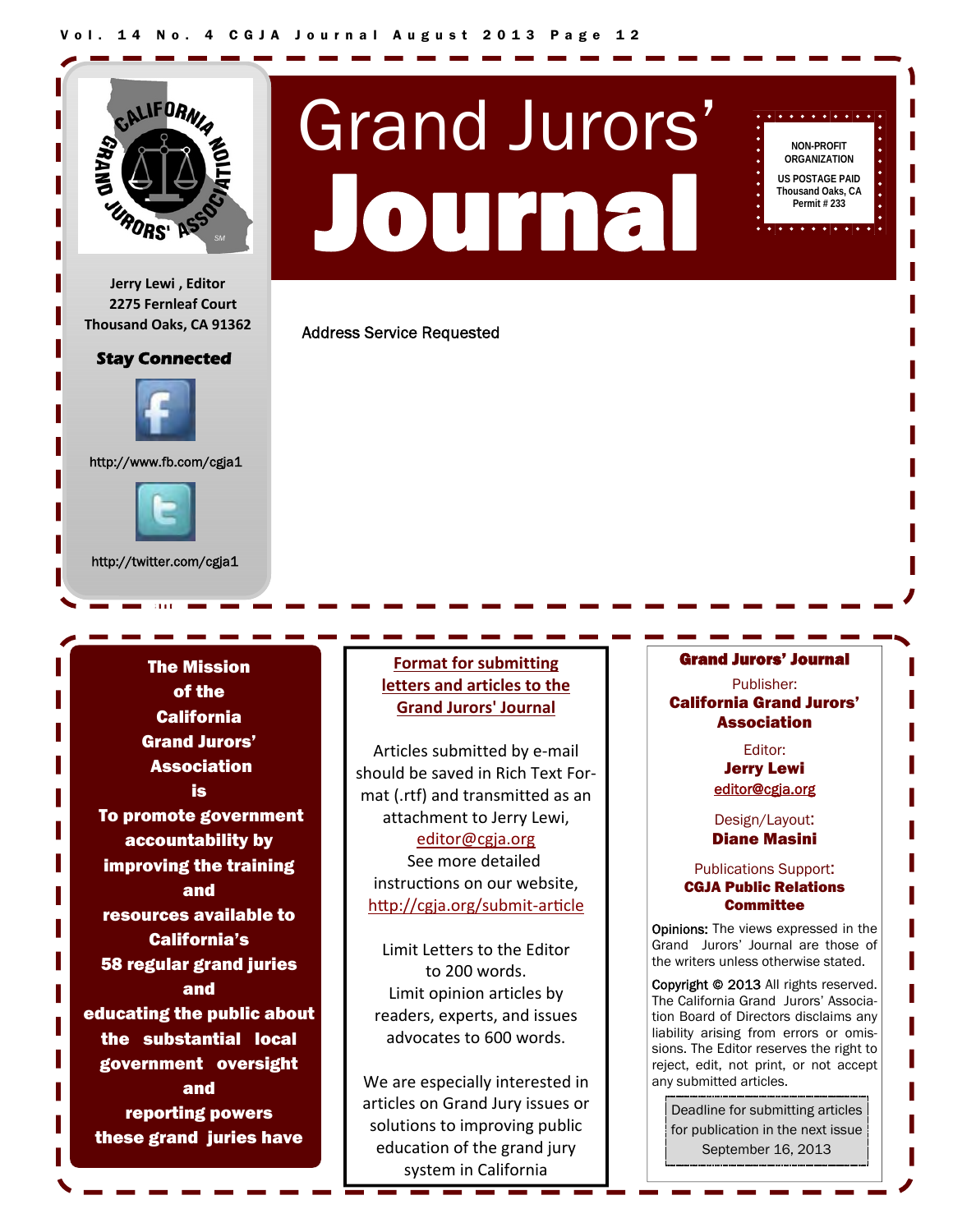# Grand Jurors' Journal

Jerry Lewi , Editor
2275 Fernleaf Court
Thousand Oaks, CA 91362

**Stay Connected**

http://www.fb.com/cgja1

http://twitter.com/cgja1

NON-PROFIT ORGANIZATION
US POSTAGE PAID
Thousand Oaks, CA
Permit # 233

Address Service Requested

**The Mission of the California Grand Jurors' Association is To promote government accountability by improving the training and resources available to California's 58 regular grand juries and educating the public about the substantial local government oversight and reporting powers these grand juries have**

## Format for submitting letters and articles to the Grand Jurors' Journal

Articles submitted by e-mail should be saved in Rich Text Format (.rtf) and transmitted as an attachment to Jerry Lewi, editor@cgja.org
See more detailed instructions on our website, http://cgja.org/submit-article

Limit Letters to the Editor to 200 words.
Limit opinion articles by readers, experts, and issues advocates to 600 words.

We are especially interested in articles on Grand Jury issues or solutions to improving public education of the grand jury system in California

## Grand Jurors' Journal

Publisher:
**California Grand Jurors' Association**

Editor:
**Jerry Lewi**
editor@cgja.org

Design/Layout:
**Diane Masini**

Publications Support:
**CGJA Public Relations Committee**

Opinions: The views expressed in the Grand Jurors' Journal are those of the writers unless otherwise stated.

Copyright © 2013 All rights reserved. The California Grand Jurors' Association Board of Directors disclaims any liability arising from errors or omissions. The Editor reserves the right to reject, edit, not print, or not accept any submitted articles.

Deadline for submitting articles for publication in the next issue September 16, 2013